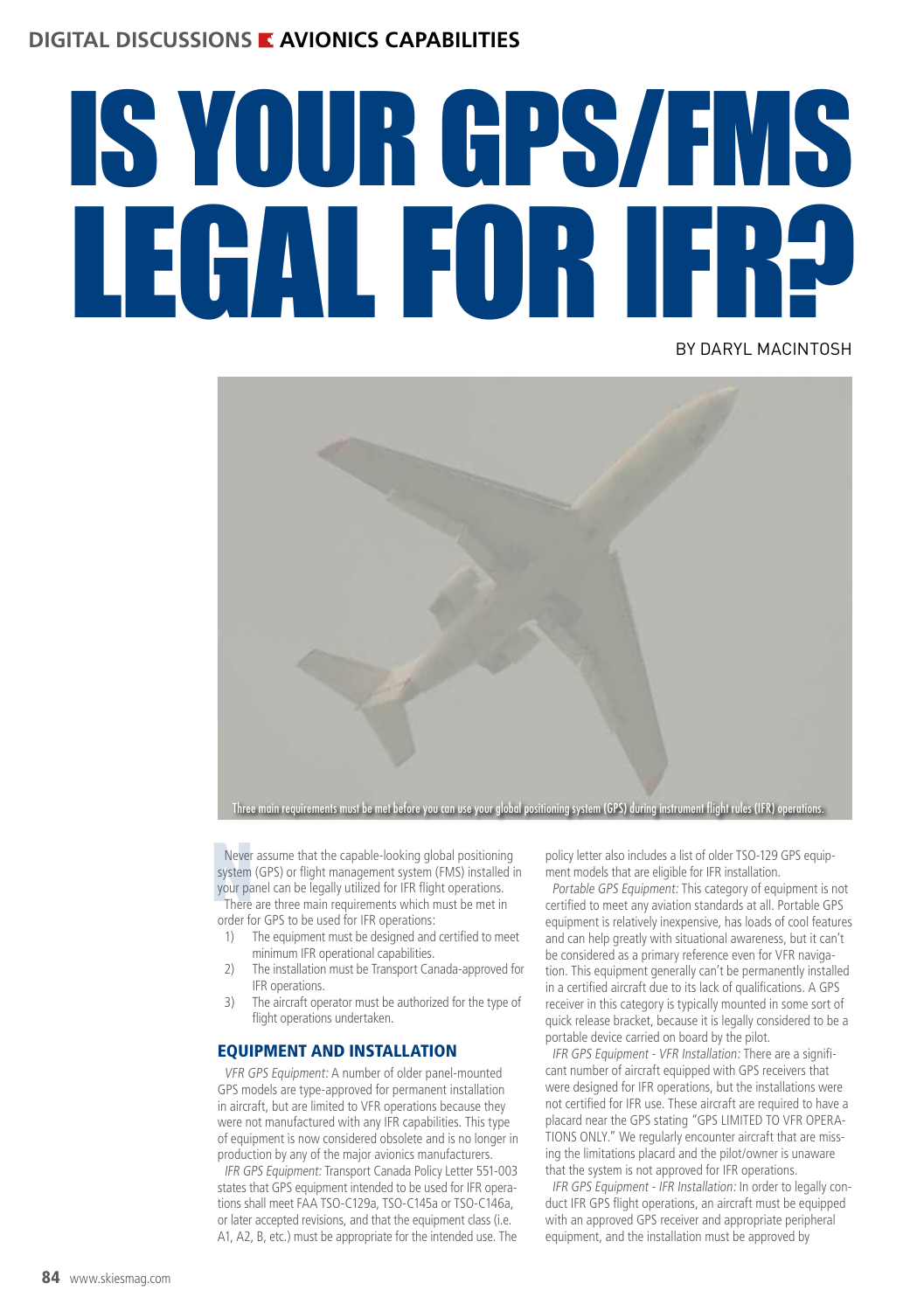DIGITAL DISCUSSIONS AVIONICS CAPABILITIES

# IS YOUR GPS/FMS LEGAL FOR IFR?

BY DARYL MACINTOSH

Three main requirements must be met before you can use your global positioning system (GPS) during instrument flight rules (IFR) operations.

Never assume that the capable-looking global positioning system (GPS) or flight management system (FMS) installed in your panel can be legally utilized for IFR flight operations.

There are three main requirements which must be met in order for GPS to be used for IFR operations:

1) The equipment must be designed and certified to meet minimum IFR operational capabilities.
2) The installation must be Transport Canada-approved for IFR operations.
3) The aircraft operator must be authorized for the type of flight operations undertaken.

## EQUIPMENT AND INSTALLATION

*VFR GPS Equipment:* A number of older panel-mounted GPS models are type-approved for permanent installation in aircraft, but are limited to VFR operations because they were not manufactured with any IFR capabilities. This type of equipment is now considered obsolete and is no longer in production by any of the major avionics manufacturers.

*IFR GPS Equipment:* Transport Canada Policy Letter 551-003 states that GPS equipment intended to be used for IFR operations shall meet FAA TSO-C129a, TSO-C145a or TSO-C146a, or later accepted revisions, and that the equipment class (i.e. A1, A2, B, etc.) must be appropriate for the intended use. The policy letter also includes a list of older TSO-129 GPS equipment models that are eligible for IFR installation.

*Portable GPS Equipment:* This category of equipment is not certified to meet any aviation standards at all. Portable GPS equipment is relatively inexpensive, has loads of cool features and can help greatly with situational awareness, but it can't be considered as a primary reference even for VFR navigation. This equipment generally can't be permanently installed in a certified aircraft due to its lack of qualifications. A GPS receiver in this category is typically mounted in some sort of quick release bracket, because it is legally considered to be a portable device carried on board by the pilot.

*IFR GPS Equipment - VFR Installation:* There are a significant number of aircraft equipped with GPS receivers that were designed for IFR operations, but the installations were not certified for IFR use. These aircraft are required to have a placard near the GPS stating "GPS LIMITED TO VFR OPERATIONS ONLY." We regularly encounter aircraft that are missing the limitations placard and the pilot/owner is unaware that the system is not approved for IFR operations.

*IFR GPS Equipment - IFR Installation:* In order to legally conduct IFR GPS flight operations, an aircraft must be equipped with an approved GPS receiver and appropriate peripheral equipment, and the installation must be approved by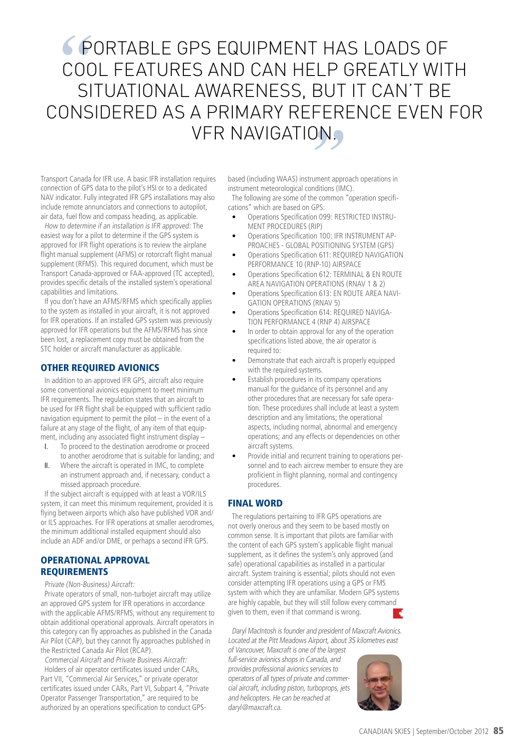"Portable GPS equipment has loads of cool features and can help greatly with situational awareness, but it can't be considered as a primary reference even for VFR navigation."

Transport Canada for IFR use. A basic IFR installation requires connection of GPS data to the pilot's HSI or to a dedicated NAV indicator. Fully integrated IFR GPS installations may also include remote annunciators and connections to autopilot, air data, fuel flow and compass heading, as applicable.

*How to determine if an installation is IFR approved:* The easiest way for a pilot to determine if the GPS system is approved for IFR flight operations is to review the airplane flight manual supplement (AFMS) or rotorcraft flight manual supplement (RFMS). This required document, which must be Transport Canada-approved or FAA-approved (TC accepted), provides specific details of the installed system's operational capabilities and limitations.

If you don't have an AFMS/RFMS which specifically applies to the system as installed in your aircraft, it is not approved for IFR operations. If an installed GPS system was previously approved for IFR operations but the AFMS/RFMS has since been lost, a replacement copy must be obtained from the STC holder or aircraft manufacturer as applicable.

## OTHER REQUIRED AVIONICS

In addition to an approved IFR GPS, aircraft also require some conventional avionics equipment to meet minimum IFR requirements. The regulation states that an aircraft to be used for IFR flight shall be equipped with sufficient radio navigation equipment to permit the pilot – in the event of a failure at any stage of the flight, of any item of that equipment, including any associated flight instrument display –

I. To proceed to the destination aerodrome or proceed to another aerodrome that is suitable for landing; and
II. Where the aircraft is operated in IMC, to complete an instrument approach and, if necessary, conduct a missed approach procedure.

If the subject aircraft is equipped with at least a VOR/ILS system, it can meet this minimum requirement, provided it is flying between airports which also have published VOR and/or ILS approaches. For IFR operations at smaller aerodromes, the minimum additional installed equipment should also include an ADF and/or DME, or perhaps a second IFR GPS.

## OPERATIONAL APPROVAL REQUIREMENTS

*Private (Non-Business) Aircraft:*

Private operators of small, non-turbojet aircraft may utilize an approved GPS system for IFR operations in accordance with the applicable AFMS/RFMS, without any requirement to obtain additional operational approvals. Aircraft operators in this category can fly approaches as published in the Canada Air Pilot (CAP), but they cannot fly approaches published in the Restricted Canada Air Pilot (RCAP).

*Commercial Aircraft and Private Business Aircraft:*

Holders of air operator certificates issued under CARs, Part VII, "Commercial Air Services," or private operator certificates issued under CARs, Part VI, Subpart 4, "Private Operator Passenger Transportation," are required to be authorized by an operations specification to conduct GPS-based (including WAAS) instrument approach operations in instrument meteorological conditions (IMC).

The following are some of the common "operation specifications" which are based on GPS:

- Operations Specification 099: RESTRICTED INSTRUMENT PROCEDURES (RIP)
- Operations Specification 100: IFR INSTRUMENT APPROACHES - GLOBAL POSITIONING SYSTEM (GPS)
- Operations Specification 611: REQUIRED NAVIGATION PERFORMANCE 10 (RNP-10) AIRSPACE
- Operations Specification 612: TERMINAL & EN ROUTE AREA NAVIGATION OPERATIONS (RNAV 1 & 2)
- Operations Specification 613: EN ROUTE AREA NAVIGATION OPERATIONS (RNAV 5)
- Operations Specification 614: REQUIRED NAVIGATION PERFORMANCE 4 (RNP 4) AIRSPACE
- In order to obtain approval for any of the operation specifications listed above, the air operator is required to:
- Demonstrate that each aircraft is properly equipped with the required systems.
- Establish procedures in its company operations manual for the guidance of its personnel and any other procedures that are necessary for safe operation. These procedures shall include at least a system description and any limitations; the operational aspects, including normal, abnormal and emergency operations; and any effects or dependencies on other aircraft systems.
- Provide initial and recurrent training to operations personnel and to each aircrew member to ensure they are proficient in flight planning, normal and contingency procedures.

## FINAL WORD

The regulations pertaining to IFR GPS operations are not overly onerous and they seem to be based mostly on common sense. It is important that pilots are familiar with the content of each GPS system's applicable flight manual supplement, as it defines the system's only approved (and safe) operational capabilities as installed in a particular aircraft. System training is essential; pilots should not even consider attempting IFR operations using a GPS or FMS system with which they are unfamiliar. Modern GPS systems are highly capable, but they will still follow every command given to them, even if that command is wrong.

*Daryl MacIntosh is founder and president of Maxcraft Avionics. Located at the Pitt Meadows Airport, about 35 kilometres east of Vancouver, Maxcraft is one of the largest full-service avionics shops in Canada, and provides professional avionics services to operators of all types of private and commercial aircraft, including piston, turboprops, jets and helicopters. He can be reached at daryl@maxcraft.ca.*